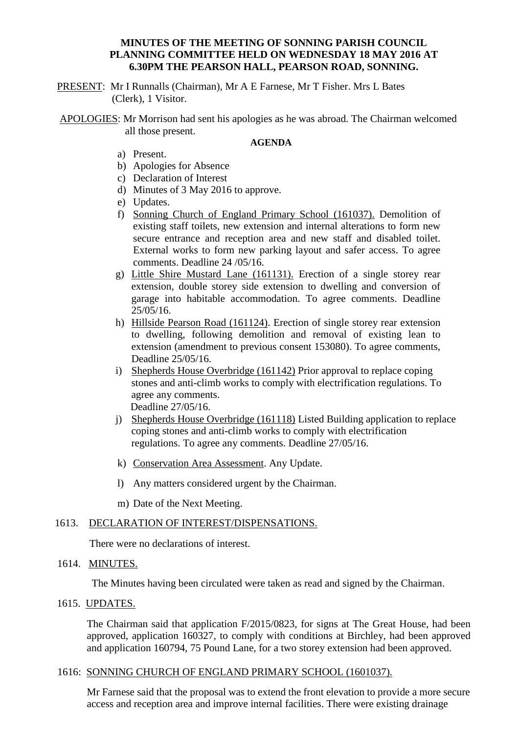**MINUTES OF THE MEETING OF SONNING PARISH COUNCIL PLANNING COMMITTEE HELD ON WEDNESDAY 18 MAY 2016 AT 6.30PM THE PEARSON HALL, PEARSON ROAD, SONNING.**

PRESENT: Mr I Runnalls (Chairman), Mr A E Farnese, Mr T Fisher. Mrs L Bates (Clerk), 1 Visitor.

APOLOGIES: Mr Morrison had sent his apologies as he was abroad. The Chairman welcomed all those present.

**AGENDA**

a) Present.
b) Apologies for Absence
c) Declaration of Interest
d) Minutes of 3 May 2016 to approve.
e) Updates.
f) Sonning Church of England Primary School (161037). Demolition of existing staff toilets, new extension and internal alterations to form new secure entrance and reception area and new staff and disabled toilet. External works to form new parking layout and safer access. To agree comments. Deadline 24 /05/16.
g) Little Shire Mustard Lane (161131). Erection of a single storey rear extension, double storey side extension to dwelling and conversion of garage into habitable accommodation. To agree comments. Deadline 25/05/16.
h) Hillside Pearson Road (161124). Erection of single storey rear extension to dwelling, following demolition and removal of existing lean to extension (amendment to previous consent 153080). To agree comments, Deadline 25/05/16.
i) Shepherds House Overbridge (161142) Prior approval to replace coping stones and anti-climb works to comply with electrification regulations. To agree any comments. Deadline 27/05/16.
j) Shepherds House Overbridge (161118) Listed Building application to replace coping stones and anti-climb works to comply with electrification regulations. To agree any comments. Deadline 27/05/16.
k) Conservation Area Assessment. Any Update.
l) Any matters considered urgent by the Chairman.
m) Date of the Next Meeting.

1613. DECLARATION OF INTEREST/DISPENSATIONS.

There were no declarations of interest.

1614. MINUTES.

The Minutes having been circulated were taken as read and signed by the Chairman.

1615. UPDATES.

The Chairman said that application F/2015/0823, for signs at The Great House, had been approved, application 160327, to comply with conditions at Birchley, had been approved and application 160794, 75 Pound Lane, for a two storey extension had been approved.

1616: SONNING CHURCH OF ENGLAND PRIMARY SCHOOL (1601037).

Mr Farnese said that the proposal was to extend the front elevation to provide a more secure access and reception area and improve internal facilities. There were existing drainage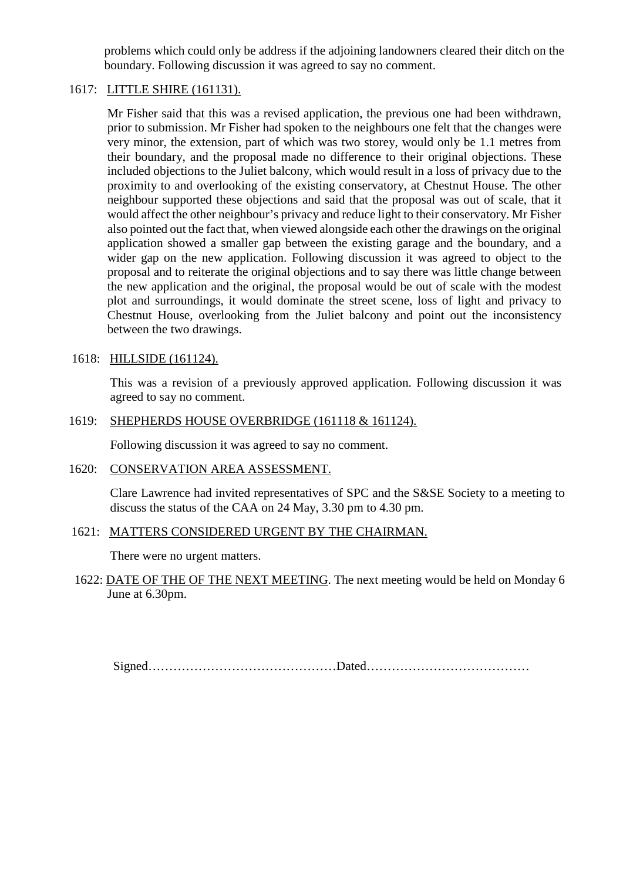problems which could only be address if the adjoining landowners cleared their ditch on the boundary. Following discussion it was agreed to say no comment.

1617: LITTLE SHIRE (161131).

Mr Fisher said that this was a revised application, the previous one had been withdrawn, prior to submission. Mr Fisher had spoken to the neighbours one felt that the changes were very minor, the extension, part of which was two storey, would only be 1.1 metres from their boundary, and the proposal made no difference to their original objections. These included objections to the Juliet balcony, which would result in a loss of privacy due to the proximity to and overlooking of the existing conservatory, at Chestnut House. The other neighbour supported these objections and said that the proposal was out of scale, that it would affect the other neighbour's privacy and reduce light to their conservatory. Mr Fisher also pointed out the fact that, when viewed alongside each other the drawings on the original application showed a smaller gap between the existing garage and the boundary, and a wider gap on the new application. Following discussion it was agreed to object to the proposal and to reiterate the original objections and to say there was little change between the new application and the original, the proposal would be out of scale with the modest plot and surroundings, it would dominate the street scene, loss of light and privacy to Chestnut House, overlooking from the Juliet balcony and point out the inconsistency between the two drawings.

1618: HILLSIDE (161124).

This was a revision of a previously approved application. Following discussion it was agreed to say no comment.

1619: SHEPHERDS HOUSE OVERBRIDGE (161118 & 161124).

Following discussion it was agreed to say no comment.

1620: CONSERVATION AREA ASSESSMENT.

Clare Lawrence had invited representatives of SPC and the S&SE Society to a meeting to discuss the status of the CAA on 24 May, 3.30 pm to 4.30 pm.

1621: MATTERS CONSIDERED URGENT BY THE CHAIRMAN.

There were no urgent matters.

1622: DATE OF THE OF THE NEXT MEETING. The next meeting would be held on Monday 6 June at 6.30pm.

Signed………………………………………Dated…………………………………